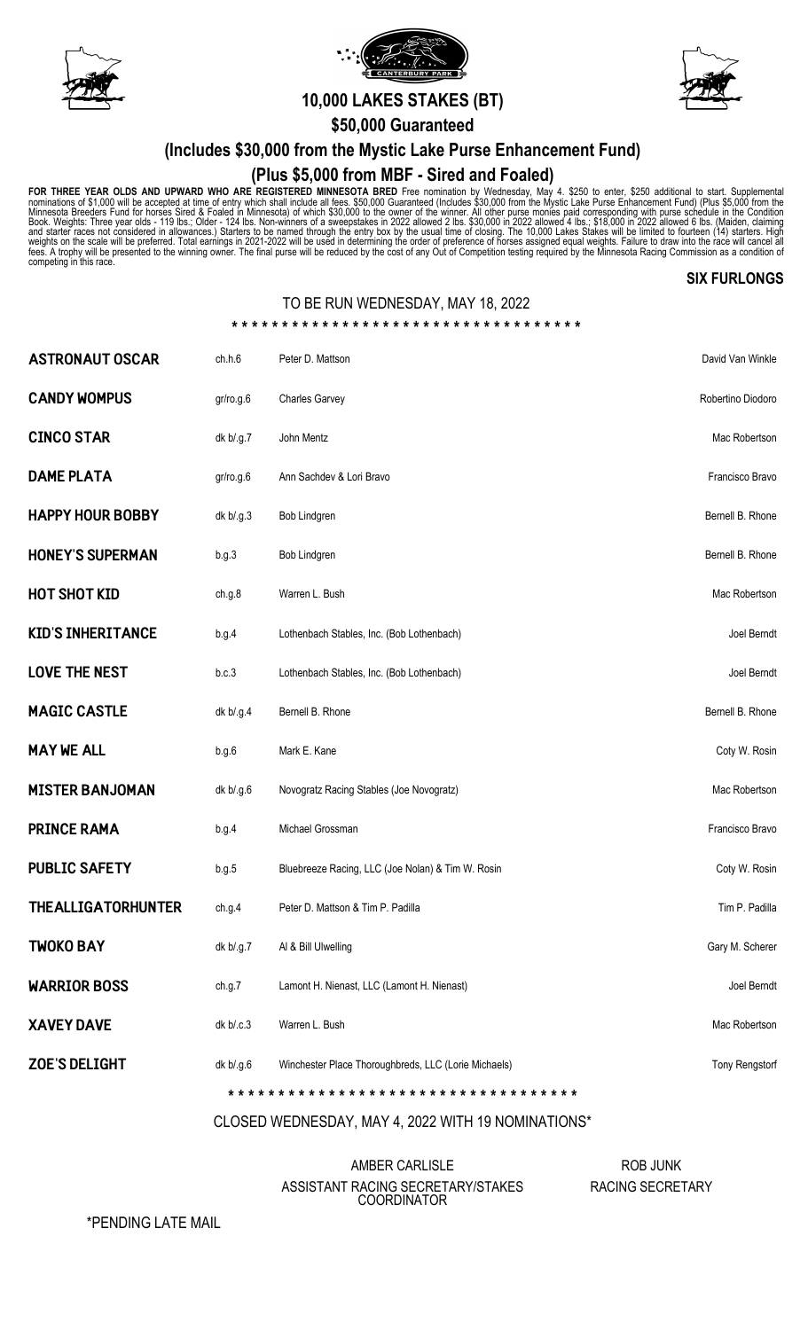# 10,000 LAKES STAKES (BT)

## $50,000 Guaranteed

## (Includes $30,000 from the Mystic Lake Purse Enhancement Fund)

## (Plus $5,000 from MBF - Sired and Foaled)

**FOR THREE YEAR OLDS AND UPWARD WHO ARE REGISTERED MINNESOTA BRED** Free nomination by Wednesday, May 4. $250 to enter, $250 additional to start. Supplemental nominations of $1,000 will be accepted at time of entry which shall include all fees. $50,000 Guaranteed (Includes $30,000 from the Mystic Lake Purse Enhancement Fund) (Plus $5,000 from the Minnesota Breeders Fund for horses Sired & Foaled in Minnesota) of which $30,000 to the owner of the winner. All other purse monies paid corresponding with purse schedule in the Condition Book. Weights: Three year olds - 119 lbs.; Older - 124 lbs. Non-winners of a sweepstakes in 2022 allowed 2 lbs. $30,000 in 2022 allowed 4 lbs.; $18,000 in 2022 allowed 6 lbs. (Maiden, claiming and starter races not considered in allowances.) Starters to be named through the entry box by the usual time of closing. The 10,000 Lakes Stakes will be limited to fourteen (14) starters. High weights on the scale will be preferred. Total earnings in 2021-2022 will be used in determining the order of preference of horses assigned equal weights. Failure to draw into the race will cancel all fees. A trophy will be presented to the winning owner. The final purse will be reduced by the cost of any Out of Competition testing required by the Minnesota Racing Commission as a condition of competing in this race.

**SIX FURLONGS**

TO BE RUN WEDNESDAY, MAY 18, 2022

| Horse | Description | Owner | Trainer |
|---|---|---|---|
| ASTRONAUT OSCAR | ch.h.6 | Peter D. Mattson | David Van Winkle |
| CANDY WOMPUS | gr/ro.g.6 | Charles Garvey | Robertino Diodoro |
| CINCO STAR | dk b/.g.7 | John Mentz | Mac Robertson |
| DAME PLATA | gr/ro.g.6 | Ann Sachdev & Lori Bravo | Francisco Bravo |
| HAPPY HOUR BOBBY | dk b/.g.3 | Bob Lindgren | Bernell B. Rhone |
| HONEY'S SUPERMAN | b.g.3 | Bob Lindgren | Bernell B. Rhone |
| HOT SHOT KID | ch.g.8 | Warren L. Bush | Mac Robertson |
| KID'S INHERITANCE | b.g.4 | Lothenbach Stables, Inc. (Bob Lothenbach) | Joel Berndt |
| LOVE THE NEST | b.c.3 | Lothenbach Stables, Inc. (Bob Lothenbach) | Joel Berndt |
| MAGIC CASTLE | dk b/.g.4 | Bernell B. Rhone | Bernell B. Rhone |
| MAY WE ALL | b.g.6 | Mark E. Kane | Coty W. Rosin |
| MISTER BANJOMAN | dk b/.g.6 | Novogratz Racing Stables (Joe Novogratz) | Mac Robertson |
| PRINCE RAMA | b.g.4 | Michael Grossman | Francisco Bravo |
| PUBLIC SAFETY | b.g.5 | Bluebreeze Racing, LLC (Joe Nolan) & Tim W. Rosin | Coty W. Rosin |
| THEALLIGATORHUNTER | ch.g.4 | Peter D. Mattson & Tim P. Padilla | Tim P. Padilla |
| TWOKO BAY | dk b/.g.7 | Al & Bill Ulwelling | Gary M. Scherer |
| WARRIOR BOSS | ch.g.7 | Lamont H. Nienast, LLC (Lamont H. Nienast) | Joel Berndt |
| XAVEY DAVE | dk b/.c.3 | Warren L. Bush | Mac Robertson |
| ZOE'S DELIGHT | dk b/.g.6 | Winchester Place Thoroughbreds, LLC (Lorie Michaels) | Tony Rengstorf |

CLOSED WEDNESDAY, MAY 4, 2022 WITH 19 NOMINATIONS*

AMBER CARLISLE
ASSISTANT RACING SECRETARY/STAKES COORDINATOR

ROB JUNK
RACING SECRETARY

*PENDING LATE MAIL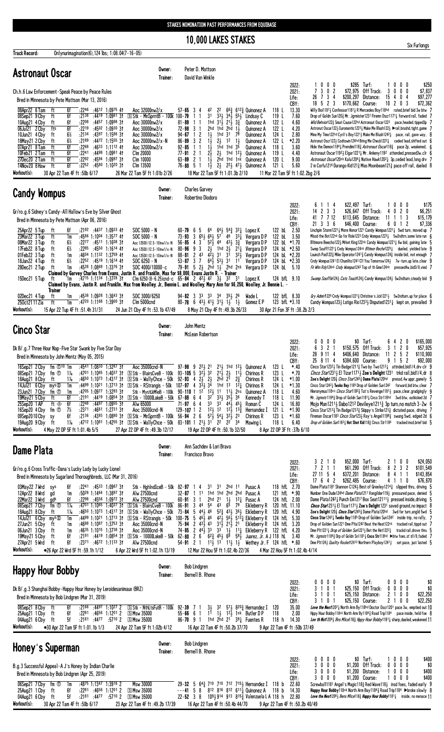STAKES NOMINATION PAST PERFORMANCES FROM EQUIBASE

# 10,000 LAKES STAKES

Six Furlongs

**Track Record:** Onlynurimagination(6), 124 lbs; 1:08.04(7-16-05)

## Astronaut Oscar

Owner: Peter D. Mattson
Trainer: David Van Winkle

Ch.h.6 Law Enforcement-Speak Peace by Peace Rules
Bred in Minnesota by Pete Mattson (Mar 13, 2016)

| | | | | | | | |
|---|---|---|---|---|---|---|---|
| 2022: | 1 0 0 0 | $285 | Turf: | 1 0 0 0 | $250 |
| 2021: | 7 3 0 2 | $72,975 | Off Track: | 3 0 0 0 | $7,837 |
| Life: | 26 7 3 4 | $200,297 | Distance: | 15 4 0 4 | $97,277 |
| CBY: | 18 5 2 3 | $170,662 | Course: | 10 2 0 3 | $72,362 |

```
08Apr22 6 Tam  ft   6f  :2246 :4612 1:0975 4↑  Aoc 32000nw2/x          57-65 3 4   42  22   66½ 612¾ Quinonez A   118 L  13.30  Willy Boi1187½ Confessor1181½ R Mercedes Boy118hd rated,brief bid 3w btw 7
06Sep21 9 Cby  ft   6f  :2136 :4419 1:0981 3↑  [S] Stk - MnSprntB - 100k 100-79 1 1  31  33½ 34½ 55½ Lindsay C   119 L   7.60  Drop of Goldn Sun120¾ Mr. Jgmister1231 Firemn Oscr1171½ forward rail, faded 7
10Aug21 4 Cby  ft   6f  :2208 :4457 1:0998 3↑  Aoc 30000nw2/x          81-89 1 1   1hd 31½ 21½ 3¾  Quinonez A   122 L   4.60  Wild Behvior122¾ Smurl Cause122hd Astronaut Oscar1222 pace,headed,tipped3p 7
06Jul21 2 Cby  fts  6f  :2219 :4502 1:0930 3↑  Aoc 30000nw2/x          72-98 3 1   2hd 1hd 2hd 1½  Quinonez A   122 L   4.20  Astronaut Oscar122½ Euromantic1231¼ Make Me Blush122½ ▶rail,brushd,tight,game 7
10Jun21 4 Cby  ft   6½  :2134 :4397 1:1586 3↑  Aoc 30000nw2/x          94-67 1 2   1½  1hd 31  79  Quinonez A   124 L   2.80  Mine My Time122hd Cyrll's Boy1221½ Make Me Blush1242½ pace, rail, gave way, 8
18May21 2 Cby  ft   6½  :2189 :4472 1:1555 3↑  Aoc 20000nw2/x-N        86-89 3 2   1½  2½  12  1½  Quinonez A   122 L  *2.20  Astronaut Oscr122½ Codtowin124hd Bring Me Check1222½ ceded lead,shifted out 6
07Apr21 8 Tam  ft   6f  :2268 :4633 1:1112 4↑  Aoc 32000nw2/x          92-85 1 1   1½  1hd 1hd 35  Quinonez A   118 L   3.60  Hide the Demon1184¼ Prendimi118¾ Astronaut Oscar118¾ pace 2p, weakened, 6
10Feb21 2 Tam  ft   6f  :2241 :4498 1:0981 4↑  Clm 20000               77-91 2 1   2½  2½  1hd 12¼ Quinonez A   119 L   4.40  Astronaut Oscar1192¼ Elgar1221¼ Mr. Ankeny1192 attended,pressed3w,clr 6
27Dec20 2 Tam  ft   6f  :2292 :4594 1:0997 3↑  Clm 10000               63-89 2 1   1½  2hd 1hd 1nk Quinonez A   120 L   9.00  Astronaut Oscar120nk Kalu1204¾ Native Hawk1202½ 3p,ceded lead,long drv 7
14Nov20 8 Haw  ft   6f  :2252 :4580 1:1020 3↑  Clm 13500               76-80 5 1   1½  2½  22½ 47½ Quinonez A   121 L   5.60  I'm Corfu1216 Durango Kid121¾ Mias Moonbeam121¾ pace off rail, dueled 8
Workout(s):  30 Apr 22 Tam 4F ft :50b 6/17    26 Mar 22 Tam 5F ft 1:01b 2/26    18 Mar 22 Tam 5F ft 1:01.3b 2/10    11 Mar 22 Tam 5F ft 1:02.2bg 2/6
```

## Candy Wompus

Owner: Charles Garvey
Trainer: Robertino Diodoro

Gr/ro.g.6 Sidney's Candy-All Hallow's Eve by Silver Ghost
Bred in Minnesota by Pete Mattson (Apr 06, 2016)

| | | | | | | | |
|---|---|---|---|---|---|---|---|
| 2022: | 6 1 1 4 | $22,497 | Turf: | 1 0 0 0 | $175 |
| 2021: | 14 2 3 3 | $26,647 | Off Track: | 4 0 2 0 | $6,251 |
| Life: | 41 7 7 12 | $113,645 | Distance: | 11 1 1 3 | $15,179 |
| CBY: | 21 3 3 6 | $46,400 | Course: | 6 0 1 2 | $7,336 |

```
25Apr22 5 Tup  ft   6f  :2192 :4437 1:0933 4↑  SOC 5000 - N             60-79 6 5   64  64½ 54¾ 32¼ Lopez K      122 bL  2.50  Linchpin Storm1221¼ More Honor1221 Candy Wompus1221¼ 5wd turn, moved up 7
23Mar22 3 Tup  ft   1m  :4586 1:1004 1:3577 4↑  SOC 5000 - N             73-93 3 65½ 66½ 57  46  33¼ Vergara D P  122 bL  3.50  Missd the Bot122nk Go for Ride1223 Cndy Wompus1223¼ 5w2ndtrn,some late run 6
08Mar22 3 Tup  ft   6½  :2277 :4511 1:1608 3↑  Aoc 12500 (12.5-10)nw1/x-N 56-85 4 3  52½ 44  43½ 3¾  Vergara D P  122 bL *1.70  Bltimore Beecho122¾ Mrket King122nk Candy Wompus1221¼ 6w bid, gaining late 5
17Feb22 8 Tup  ft   6½  :2285 :4550 1:1614 4↑  Aoc 12500 (12.5-10)nw1/x-N 80-96 9 3  2½  1hd 2½  21¼ Vergara D P  124 bL *2.20  Swmp Souff11221¼ Cndy Wompus124nk Bltimor Bech0125¾ dueled, yielded late 9
01Feb22 3 Tup  ft   1m  :4604 1:1132 1:3759 4↑  Aoc 12500 (12.5-10)nw1/x-N 88-81 2 43 42½ 31  31  32½ Vergara D P  124 bL *2.20  Launch Pad122¾ Mike Operator1241¾ Candy Wompus124¾ inside bid, not enough 7
18Jan22 4 Tup  ft   6½  :2252 :4519 1:1614 4↑  SOC 6250 - N             53-87 3 7   64½ 53½ 31  11  Vergara D P  124 bL *2.30  Cndy Wompus1241 El Chumlito1243 Cll You Tomorrow124¾ 7w-turn,up late,clear 9
28Dec21 2 Tup  ft   1m  :4528 1:0869 1:3376 3↑  SOC 4000/10000-c         79-91 5 2½  2hd 1½  2hd 2nk Vergara D P  124 bL  5.10  Fr Mhn Rdy124nk Cndy Wompus1243 Top of th Gme124nk pressed4w,bid3/8,vied 7
  Claimed by Garvey Charles from Evans, Justin R. and Franklin, Max for $8,000, Evans Justin R. - Trainer
15Dec21 5 Tup  ft   1m  :4715 1:1134 1:3728 3↑  Clm 6250 (8-6.25)cnd-c   65-84 2 42½ 42  3½  32  31  Lopez K      124 bfL 9.10  Swamp Souffle124½ Cats Touch124½ Candy Wompus124½ 5w2ndturn,steady bid 9
  Claimed by Evans, Justin R. and Franklin, Max from Woolley, Jr., Bennie L. and Woolley, Mary Ann for $6,250, Woolley, Jr. Bennie L. - Trainer
02Dec21 4 Tup  ft   1m  :4538 1:0928 1:3643 3↑  SOC 3000/6250            94-82 3 33  33  34  35½ 26  Wade L       122 bfL 8.30  Gry Admir1226 Cndy Wompus1221¾ Christine's Jck1221½ 5w2ndturn,up for place 6
25Oct21 11 Zia ft   1m  :4720 1:1166 1:3900 3↑  Clm 5000cnd               80-78 6 43½ 41½ 31½ 1½  1½  Gomez E P    123 bfL *3.10  Candy Wompus123½ Latigo Rio1233½ Disputed1231½ kept on, prevailed 9
Workout(s):  15 Apr 22 Tup 4F ft :51.4h 31/31    24 Jun 21 Cby 4F ft :53.1b 47/49    8 May 21 Cby 4F ft :49.3b 26/33    30 Apr 21 Fon 3F ft :38.2b 2/3
```

## Cinco Star

Owner: John Mentz
Trainer: McLean Robertson

Dk B/.g.7 Three Hour Nap-Five Star Swank by Five Star Day
Bred in Minnesota by John Mentz (May 05, 2015)

| | | | | | | | |
|---|---|---|---|---|---|---|---|
| 2022: | 0 0 0 0 | $0 | Turf: | 6 4 2 0 | $165,000 |
| 2021: | 6 3 2 1 | $150,575 | Off Track: | 3 1 2 0 | $57,925 |
| Life: | 28 9 11 4 | $406,640 | Distance: | 11 2 5 2 | $110,900 |
| CBY: | 25 8 11 4 | $384,600 | Course: | 9 1 5 2 | $92,000 |

```
16Sep21 2 Cby  fm ⓣ10 1m  :4541 1:0830 1:3287 3↑  Aoc 35000cnd-N          97-98 9 22½ 21  21½ 1hd 12½ Quinonez A   123 L  *.40  Cinco Star1232½ Tin Badge1211¾ Two by Two1213½ attnded,bid1/4,drv clr 9
08Sep21 7 Cby  fm ⓣ  1⅛   :4701 1:1065 1:4037 3↑  [S] Stk - BlairsCveB - 100k 93-105 5 32½ 32  21½ 2½  11½ Chirinos R   123 L  *.70  Cinco Star1231½ El Tizar1171½ Zoe's Delight1231 trkd rail,bid1/4,dr 8
18Aug21 8 Cby  ft   1⅛   :4650 1:1073 1:4317 3↑  [S] Stk - WallyChce - 50k 92-93 4 2½  2½  2hd 21  2¾  Chirinos R   124 L  *1.00  Zoe's Delight120¾ Cinco Star1245½ Dame Plata120hd pressd,4w uppr,gamely 5
14Jul21 6 Cby  mys⊗ 1m  :4499 1:1021 1:3713 3↑  [S] Stk - RStrangls - 50k 107-97 4 33½ 34  1hd 13  12¼ Chirinos R   124 L  *1.30  Cinco Star1242¼ Twoko Bay1185 Drop of Golden Sun1242 forward,bid btw,clear 7
23Jun21 7 Cby  fm ⓣ  1m  :4705 1:0977 1:3293 3↑  Stk - MystLkMleB - 100k 90-110 1 12  12½ 11  11½ 2ns Quinonez A   118 L   4.60  Hieronymus118ns Cinco Star1182¾ Tut's Revenge1181½ pace,clear,grudgingly 9
19May21 5 Cby  ft   6f  :2191 :4419 1:0854 3↑  [S] Stk - 10000LakeB - 50k 67-88 6 4  32  33½ 35½ 36  Kennedy T    118 L  11.90  Mr. Jgmstr1184¾ Drop of Goldn Sun1181¾ Cnco Str118hd 3wd btw, outkicked 2d 7
25Sep20 1 AP   ft ⊗ 6f  :2248 :4497 1:0955 3↑  Alw 65000               71-97 6 4   33  33  44½ 45¾ Roman C      124 L  16.80  Mojo Man1211½ Dabo1212 Devlleye1211¾ 3p turn,no match 3-2w 6
16Sep20 4 Cby  fm ⓣ  7½   :2175 :4661 1:2731 3↑  Aoc 35000cnd-N          129-107 1 2 12½ 12  12½ 13¾ Hernandez I 121 L  *1.90  Cinco Star12113¾ Tin Badge1215¾ Skippy's Strike121¾ dictated pace, driving 7
08Sep20 10 Cby  sy  6f  :2136 :4393 1:0880 3↑  [S] Stk - MnSprntB - 100k 56-94 2 6 57½ 54½ 32½ 23 Chirinos R   123 L  *1.60  Fireman Oscar1183 Cinco Star123¾ Ray's Angel1199¾ swung 5wd, edged 2d 6
19Aug20 9 Cby  ft   1⅛   :4712 1:1081 1:4255 3↑  [S] Stk - WallyChce - 50k 83-101 1 21½ 31  22  22  34  Mawing L     118 L   6.40  Drop of Golden Sun1183½ Hot Shot Kid118½ Cinco Str1186 tracked insd,brief bid 5
Workout(s):  4 May 22 OP 5F ft 1:01.4b 5/5    27 Apr 22 OP 4F ft :49.3b 12/17    19 Apr 22 OP 4F ft :50.1b 32/50    8 Apr 22 OP 3F ft :37b 6/10
```

## Dame Plata

Owner: Ann Sachdev & Lori Bravo
Trainer: Francisco Bravo

Gr/ro.g.6 Cross Traffic-Dana's Lucky Lady by Lucky Lionel
Bred in Minnesota by Sugarland Thoroughbreds, LLC (Mar 31, 2016)

| | | | | | | | |
|---|---|---|---|---|---|---|---|
| 2022: | 3 2 1 0 | $52,000 | Turf: | 2 1 0 0 | $24,050 |
| 2021: | 7 2 1 1 | $61,290 | Off Track: | 8 2 3 2 | $101,549 |
| Life: | 27 11 5 4 | $372,201 | Distance: | 8 4 1 1 | $143,854 |
| CBY: | 17 6 4 2 | $262,485 | Course: | 4 1 1 0 | $76,870 |

```
03May22 7 Wrd  sys  6f  :2241 :4533 1:0967 3↑  Stk - HghlndIceB - 50k  82-97 1 4   31  31  2hd 11  Pusac A      118 hfL 2.70  Dame Plata1181 Shannon C124½ Best of Greeley1214¾ slipped thru, driving 5
12Apr22 8 Wrd  gd   1m  :5028 1:1464 1:3897 3↑  Alw 27500cnd            32-87 1 11  1hd 1hd 2hd 2hd Pusac A      121 hfL *.90  Number One Dude124hd Dame Plata121 Vanglider119½ pressured pace, denied 5
22Mar22 3 Wrd  gds  6f  :2298 :4556 1:0972 3↑  Alw 27500cnd            60-91 3 1   2hd 21  1½  12¼ Pusac A      124 hfL 2.00  Dame Plata1242¼ Punch Em1217 Box Seat1211½ pressed inside,driving 5
08Sep21 7 Cby  fm ⓣ  1⅛   :4701 1:1065 1:4037 3↑  [S] Stk - BlairsCveB - 100k 86-91 3 44 54  43  65  79  Eikleberry R 120 hfL 11.10  Cinco Star1231½ El Tizar1171½ Zoe's Delight1231 saved ground,no impact 8
18Aug21 8 Cby  ft   1⅛   :4650 1:1073 1:4317 3↑  [S] Stk - WallyChce - 50k 73-84 5 44½ 46 52¾ 43½ 36½ Eikleberry R 120 hfL 4.90  Zoe's Delight120¾ Cinco Star1245½ Dame Plata120hd 3wd far turn,angld 5wd 5
14Jul21 6 Cby  mys⊗ 1m  :4499 1:1021 1:3713 3↑  [S] Stk - RStrangls - 50k 100-75 6 46½ 46 42½ 56½ 513½ Eikleberry R 124 hfL 5.30  Cinco Star1242¼ Twoko Bay1185 Drop of Golden Sun1242 inside trip, no rally, 7
27Jun21 5 Cby  ft   1m  :4688 1:1087 1:3753 3↑  Aoc 35000cnd-N          75-94 2 43¼ 43  31½ 21½ 21  Eikleberry R 124 hfL 3.20  Drop of Golden Sun1221 Dme Plta1242 Beat the Heat122nk tracked rail,tippd out 7
06Jun21 3 Cby  ft   1m  :4635 1:1015 1:3738 3↑  Aoc 35000cnd-N          74-85 2 44½ 33  33  1½  11¾ Eikleberry R 122 hfL 4.20  Dme Plt1221¾ Drop of Golden Sun1221½ Bet the Net1222½ trackd rail,drove thru 5
19May21 5 Cby  ft   6f  :2191 :4419 1:0854 3↑  [S] Stk - 10000LakeB - 50k 62-80 2 6 62¾ 45½ 68  59¾ Juarez, Jr. A J 118 hL 3.40  Mr. Jgmstr1184¾ Drp of Goldn Sn1181¾ Cnco Str118hd ▶btw foes,st'd1/8,faded 7
27Apr21 5 Wrd  ft   6f  :2371 :4672 1:1133 3↑  Alw 27500cnd            54-91 2 1   11½ 13  11½ 1½  Wethey Jr. F 124 hfL *.60  Dme Plt124½ Quality Rocket1241 Northern Playboy1241½ set pace, just lasted 5
Workout(s):  ●26 Apr 22 Wrd 5F ft :59.1h 1/12    6 Apr 22 Wrd 5F ft 1:02.1h 13/19    12 Mar 22 Hou 5F ft 1:02.4b 22/36    4 Mar 22 Hou 5F ft 1:02.4h 4/14
```

## Happy Hour Bobby

Owner: Bob Lindgren
Trainer: Bernell B. Rhone

Dk B/.g.3 Shanghai Bobby-Happy Hour Honey by Leroidesanimaux (BRZ)
Bred in Minnesota by Bob Lindgren (Mar 19, 2019)

| | | | | | | | |
|---|---|---|---|---|---|---|---|
| 2022: | 0 0 0 0 | $0 | Turf: | 0 0 0 0 | $0 |
| 2021: | 3 1 0 1 | $25,150 | Off Track: | 0 0 0 0 | $0 |
| Life: | 3 1 0 1 | $25,150 | Distance: | 2 1 0 0 | $22,250 |
| CBY: | 3 1 0 1 | $25,150 | Course: | 2 1 0 0 | $22,250 |

```
08Sep21 8 Cby  ft   6f  :2166 :4497 1:1027 2  [S] Stk - NthLtsFutB - 100k 92-39 7 1  3½  32  57¼ 820¾ Hernandez I 120   35.00  Love the Nest1207½ North Arm By118hd Doctor Oscr1201 pace 3w, emptied out 10
25Aug21 1 Cby  ft   6f  :2281 :4656 1:1201 2  [S] Msw 35000           55-66 6 1   1¹  1½  12½ 1nk Butler D P   118    2.00  Hppy Hour Bobby118nk North Arm By1184¾ Road Trip1184 pace inside, held foe 8
04Aug21 6 Cby  ft   5f  :2181 :4477  :5710 2  [S] Msw 35000           86-70 9 1   1hd 2hd 21  39¼ Fuentes R    118 h 14.30  Lov th Nst120¾ Brs Mlice118¾ Hppy Hour Bobby1181¼ sharp,dueled,weakened 11
Workout(s):  ●30 Apr 22 Tam 5F ft 1:01.1b 1/3    24 Apr 22 Tam 5F ft 1:02b 4/12    16 Apr 22 Tam 4F ft :50.2b 37/70    9 Apr 22 Tam 4F ft :50b 37/49
```

## Honey's Superman

Owner: Bob Lindgren
Trainer: Bernell B. Rhone

B.g.3 Successful Appeal-A J's Honey by Indian Charlie
Bred in Minnesota by Bob Lindgren (Apr 25, 2019)

| | | | | | | | |
|---|---|---|---|---|---|---|---|
| 2022: | 0 0 0 0 | $0 | Turf: | 1 0 0 0 | $400 |
| 2021: | 3 0 0 0 | $1,200 | Off Track: | 0 0 0 0 | $0 |
| Life: | 3 0 0 0 | $1,200 | Distance: | 1 0 0 0 | $400 |
| CBY: | 3 0 0 0 | $1,200 | Course: | 1 0 0 0 | $400 |

```
06Sep21 7 Cby  fm ⓣ  1m  :4875 1:1347 1:3916 2  Msw 30000               29-32 5 64¾ 710 710 712 715½ Hernandez I 118 b 22.60  Screwball118¹ Angel's Magic118¾ Red Wave118½ insd foes, faded early 9
25Aug21 1 Cby  ft   6f  :2281 :4656 1:1201 2  [S] Msw 35000           ---41 5 8  812 816 812 611¾ Quinonez A   118 b 14.30  Happy Hour Bobby118nk North Arm Bay1184¾ Road Trip1184 ▶broke slowly 8
04Aug21 6 Cby  ft   5f  :2181 :4477  :5710 2  [S] Msw 35000           22-52 3 8   109¾ 914 913 815¾ Valenzuela L A 118 h 22.80  Love the Nest120¾ Bens Mlice118¾ Happy Hour Bobby1181¼ inside, no menace 11
Workout(s):  30 Apr 22 Tam 4F ft :50b 6/17    23 Apr 22 Tam 4F ft :49.2b 17/49    16 Apr 22 Tam 4F ft :50.4b 44/70    9 Apr 22 Tam 5F ft 1:02.2b 40/49
```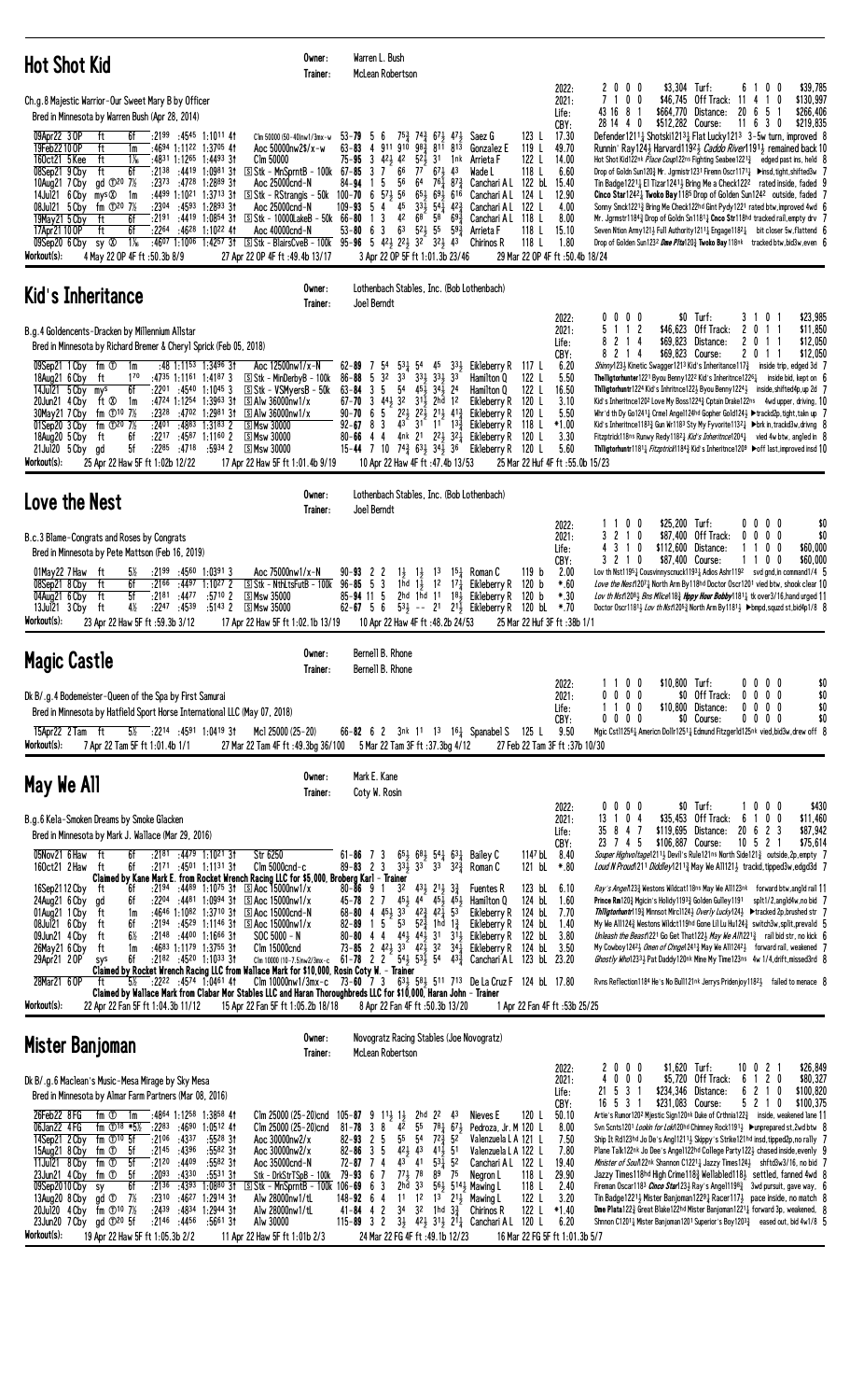## Hot Shot Kid

Owner: Warren L. Bush
Trainer: McLean Robertson

Ch.g.8 Majestic Warrior-Our Sweet Mary B by Officer
Bred in Minnesota by Warren Bush (Apr 28, 2014)

| | | | | | | |
|---|---|---|---|---|---|---|
| 2022: | 2 0 0 0 | $3,304 | Turf: | 6 1 0 0 | $39,785 |
| 2021: | 7 1 0 0 | $46,745 | Off Track: | 11 4 1 0 | $130,997 |
| Life: | 43 16 8 1 | $664,770 | Distance: | 20 6 5 1 | $266,406 |
| CBY: | 28 14 4 0 | $512,282 | Course: | 11 6 3 0 | $219,835 |

09Apr22 3OP ft 6f :2199 :4545 1:1011 4↑ Clm 50000 (50-40)nw1/3mx-w 53-79 5 6 75¾ 74¾ 67½ 47¼ Saez G 123 L 17.30 Defender1211¼ Shotski1213¼ Flat Lucky1213 3-5w turn, improved 8
19Feb22 10OP ft 1m :4694 1:1122 1:3705 4↑ Aoc 50000nw2$/x-w 63-83 4 911 910 98¾ 811 813 Gonzalez E 119 L 49.70 Runnin' Ray124¾ Harvard1192½ Caddo River1191¾ remained back 10
16Oct21 5Kee ft 1⅙ :4831 1:1265 1:4493 3↑ Clm 50000 75-95 3 42½ 42 52½ 31 1nk Arrieta F 122 L 14.00 Hot Shot Kid122nk Place Coup122ns Fighting Seabee1221¾ edged past ins, held 8
08Sep21 9Cby ft 6f :2138 :4419 1:0981 3↑ Ⓢ Stk - MnSprntB - 100k 67-85 3 7 66 77 67½ 43 Wade L 118 L 6.60 Drop of Goldn Sun120¾ Mr. Jgrmistr1231 Firenn Oscr1171¾ ▶insd,tight,shifted3w 7
10Aug21 7Cby gd ⓣ20 7½ :2373 :4728 1:2889 3↑ Aoc 25000cnd-N 84-94 1 5 56 64 76¾ 87¾ Canchari A L 122 bL 15.40 Tin Badge1221¾ El Tizar1241½ Bring Me a Check1222 rated inside, faded 9
14Jul21 6Cby my⑤ 1m :4499 1:1021 1:3713 3↑ Ⓢ Stk - RStrangis - 50k 100-70 6 57¾ 56 65½ 69¾ 616 Canchari A L 124 L 12.90 Cinco Star1242½ Twoko Bay1185 Drop of Golden Sun1242 outside, faded 7
08Jul21 5Cby fm ⓣ20 7½ :2304 :4593 1:2893 3↑ Aoc 25000cnd-N 109-93 5 4 45 33½ 54½ 42¾ Canchari A L 122 L 4.00 Sonny Smck1221¾ Bring Me Check122hd Gint Pydy1221 rated btw,improved 4wd 6
19May21 5Cby ft 6f :2191 :4419 1:0854 3↑ Ⓢ Stk - 10000LakeB - 50k 66-80 1 3 42 68 58 69¾ Canchari A L 118 L 8.00 Mr. Jgrmstr1184¾ Drop of Goldn Sn1181¾ Cinco Str118hd tracked rail,empty drv 7
17Apr21 10OP ft 6f :2264 :4628 1:1022 4↑ Aoc 40000cnd-N 53-80 6 3 63 52½ 55 59¾ Arrieta F 118 L 15.10 Seven Nation Army121¾ Full Authority1211¾ Engage1182¼ bit closer 5w,flattened 6
09Sep20 6Cby sy ⑤ 1⅙ :4607 1:1006 1:4257 3↑ Ⓢ Stk - BlairsCveB - 100k 95-96 5 42½ 22½ 32 32¾ 43 Chirinos R 118 L 1.80 Drop of Golden Sun1232 Dme Plta120¾ Twoko Bay118nk tracked btw,bid3w,even 6

Workout(s): 4 May 22 OP 4F ft :50.3b 8/9 · 27 Apr 22 OP 4F ft :49.4b 13/17 · 3 Apr 22 OP 5F ft 1:01.3b 23/46 · 29 Mar 22 OP 4F ft :50.4b 18/24

## Kid's Inheritance

Owner: Lothenbach Stables, Inc. (Bob Lothenbach)
Trainer: Joel Berndt

B.g.4 Goldencents-Dracken by Millennium Allstar
Bred in Minnesota by Richard Bremer & Cheryl Sprick (Feb 05, 2018)

| | | | | | | |
|---|---|---|---|---|---|---|
| 2022: | 0 0 0 0 | $0 | Turf: | 3 1 0 1 | $23,985 |
| 2021: | 5 1 1 2 | $46,623 | Off Track: | 2 0 1 1 | $11,850 |
| Life: | 8 2 1 4 | $69,823 | Distance: | 2 0 1 1 | $12,050 |
| CBY: | 8 2 1 4 | $69,823 | Course: | 2 0 1 1 | $12,050 |

09Sep21 1Cby fm ⓣ 1m :48 1:1153 1:3496 3↑ Aoc 12500nw1/x-N 62-89 7 54 53¾ 54 45 33½ Eikleberry R 117 L 6.20 Shinny123¾ Kinetic Swagger1213 Kid's Inheritance117¾ inside trip, edged 3d 7
18Aug21 6Cby ft 1⁷⁰ :4735 1:1161 1:4187 3 Ⓢ Stk - MinDerbyB - 100k 86-88 5 32 33 33½ 33½ 33 Hamilton Q 122 L 5.50 Thelligtorhunter1221 Byou Benny1222 Kid's Inheritnce1224½ inside bid, kept on 6
14Jul21 5Cby my⁵ 6f :2201 :4540 1:1045 3 Ⓢ Stk - VSMyersB - 50k 63-84 3 5 54 45½ 34½ 24 Hamilton Q 122 L 16.50 Thllgtorhuntr1224 Kid's Inhritnce122½ Byou Benny1224½ inside,shifted4p,up 2d 7
20Jun21 4Cby ft ⑤ 1m :4724 1:1254 1:3963 3↑ Ⓢ Alw 36000nw1/x 67-70 3 44½ 32 31½ 2hd 12 Eikleberry R 120 L 3.10 Kid's Inheritnce1202 Love My Boss1224¾ Cptain Drake122ns 4wd upper, driving, 10
30May21 7Cby fm ⓣ10 7½ :2328 :4702 1:2981 3↑ Ⓢ Alw 36000nw1/x 90-70 6 5 22½ 22½ 21½ 41¾ Eikleberry R 120 L 5.50 Wnr'd th Dy Go1241¼ Crmel Angel124hd Gopher Gold124½ ▶trackd2p,tight,takn up 7
01Sep20 3Cby fm ⓣ20 7½ :2401 :4863 1:3183 2 Ⓢ Msw 30000 92-67 8 3 43 31 11 13¾ Eikleberry R 118 L *1.00 Kid's Inheritnce1183¾ Gun Wr1183 Sty My Fyvorite113¾ ▶brk in,trackd3w,drivng 8
18Aug20 5Cby ft 6f :2217 :4587 1:1160 2 Ⓢ Msw 30000 80-66 4 4 4nk 21 22¾ 32¼ Eikleberry R 120 L 3.30 Fitzptrick118ns Runwy Redy1182¼ Kid's Inheritnce1204¾ vied 4w btw, angled in 8
21Jul20 5Cby gd 5f :2285 :4718 :5934 2 Ⓢ Msw 30000 15-44 7 10 74¾ 63½ 34½ 36 Eikleberry R 120 L 5.60 Thllgtorhuntr1181½ Fitzptrick1184¾ Kid's Inheritnce1209 ▶off 1ast,improved insd 10

Workout(s): 25 Apr 22 Haw 5F ft 1:02b 12/22 · 17 Apr 22 Haw 5F ft 1:01.4b 9/19 · 10 Apr 22 Haw 4F ft :47.4b 13/53 · 25 Mar 22 Huf 4F ft :55.0b 15/23

## Love the Nest

Owner: Lothenbach Stables, Inc. (Bob Lothenbach)
Trainer: Joel Berndt

B.c.3 Blame-Congrats and Roses by Congrats
Bred in Minnesota by Pete Mattson (Feb 16, 2019)

| | | | | | | |
|---|---|---|---|---|---|---|
| 2022: | 1 1 0 0 | $25,200 | Turf: | 0 0 0 0 | $0 |
| 2021: | 3 2 1 0 | $87,400 | Off Track: | 0 0 0 0 | $0 |
| Life: | 4 3 1 0 | $112,600 | Distance: | 1 1 0 0 | $60,000 |
| CBY: | 3 2 1 0 | $87,400 | Course: | 1 1 0 0 | $60,000 |

01May22 7Haw ft 5½ :2199 :4560 1:0391 3 Aoc 75000nw1/x-N 90-93 2 2 1½ 1½ 13 15¼ Roman C 119 b 2.00 Lov th Nst1195¼ Cousvinnyscnuck1193¾ Adios Ashr1192 svd gnd,in command1/4 5
08Sep21 8Cby ft 6f :2166 :4497 1:1027 2 Ⓢ Stk - NthLtsFutB - 100k 96-85 5 3 1hd 1½ 12 17¾ Eikleberry R 120 b *.60 Love the Nest1207¾ North Arm By118hd Doctor Oscr1201 vied btw, shook clear 10
04Aug21 6Cby ft 5f :2181 :4477 :5710 2 Ⓢ Msw 35000 85-94 11 5 2hd 1hd 11 18½ Eikleberry R 120 b *.30 Lov th Nst1208½ Brs Mlice118¾ Hppy Hour Bobby1181¾ tk over3/16,hand urged 11
13Jul21 3Cby ft 4½ :2247 :4539 :5143 2 Ⓢ Msw 35000 62-67 5 6 53½ -- 21 21½ Eikleberry R 120 bL *.70 Doctor Oscr1181½ Lov th Nst1205¾ North Arm By1181½ ▶bmpd,squzd st,bid4p1/8 8

Workout(s): 23 Apr 22 Haw 5F ft :59.3b 3/12 · 17 Apr 22 Haw 5F ft 1:02.1b 13/19 · 10 Apr 22 Haw 4F ft :48.2b 24/53 · 25 Mar 22 Huf 3F ft :38b 1/1

## Magic Castle

Owner: Bernell B. Rhone
Trainer: Bernell B. Rhone

Dk B/.g.4 Bodemeister-Queen of the Spa by First Samurai
Bred in Minnesota by Hatfield Sport Horse International LLC (May 07, 2018)

| | | | | | | |
|---|---|---|---|---|---|---|
| 2022: | 1 1 0 0 | $10,800 | Turf: | 0 0 0 0 | $0 |
| 2021: | 0 0 0 0 | $0 | Off Track: | 0 0 0 0 | $0 |
| Life: | 1 1 0 0 | $10,800 | Distance: | 0 0 0 0 | $0 |
| CBY: | 0 0 0 0 | $0 | Course: | 0 0 0 0 | $0 |

15Apr22 2Tam ft 5½ :2214 :4581 1:0419 3↑ Mcl 25000 (25-20) 66-82 6 2 3nk 11 13 16¼ Spanabel S 125 L 9.50 Mgic Cstl1256¼ Americn Dollr1251¼ Edmund Fitzgerld125nk vied,bid3w,drew off 8

Workout(s): 7 Apr 22 Tam 5F ft 1:01.4b 1/1 · 27 Mar 22 Tam 4F ft :49.3bg 36/100 · 5 Mar 22 Tam 3F ft :37.3bg 4/12 · 27 Feb 22 Tam 3F ft :37b 10/30

## May We All

Owner: Mark E. Kane
Trainer: Coty W. Rosin

B.g.6 Kela-Smoken Dreams by Smoke Glacken
Bred in Minnesota by Mark J. Wallace (Mar 29, 2016)

| | | | | | | |
|---|---|---|---|---|---|---|
| 2022: | 0 0 0 0 | $0 | Turf: | 1 0 0 0 | $430 |
| 2021: | 13 1 0 4 | $35,453 | Off Track: | 6 1 0 0 | $11,460 |
| Life: | 35 8 4 7 | $119,695 | Distance: | 20 6 2 3 | $87,942 |
| CBY: | 23 7 4 5 | $106,887 | Course: | 10 5 2 1 | $75,614 |

05Nov21 6Haw ft 6f :2181 :4479 1:1021 3↑ Str 6250 61-86 7 3 65½ 68½ 54¾ 63¾ Bailey C 1147 bL 8.40 Souper Highvoltage1211¼ Devil's Rule121ns North Side121¾ outside,2p,empty 7
16Oct21 2Haw ft 6f :2171 :4501 1:1131 3↑ Clm 5000cnd-c 89-83 2 3 33½ 33 33 32¾ Romanic R 121 bL *.80 Loud N Proud1211 Diddley1211¾ May We All121¼ tracked,tipped3w,edgd3d 7
Claimed by Kane Mark E. from Rocket Wrench Racing LLC for $5,000, Broberg Karl – Trainer
16Sep21 12Cby ft 6f :2194 :4489 1:1075 3↑ Ⓢ Aoc 15000nw1/x 80-86 9 1 32 43½ 21½ 3¾ Fuentes R 123 bL 6.10 Ray's Angel123¾ Westons Wildcat118ns May We All123nk forward btw,angld rail 11
24Aug21 6Cby gd 6f :2204 :4481 1:0994 3↑ Ⓢ Aoc 15000nw1/x 45-78 2 7 45½ 44 45½ 45½ Hamilton Q 124 bL 1.60 Prince Rm120¾ Mgicin's Holidy11933 Golden Gulley1191 split1/2,angld4w,no bid 7
01Aug21 1Cby ft 1m :4646 1:1082 1:3710 3↑ Ⓢ Aoc 15000cnd-N 68-80 4 45½ 33 42¾ 42½ 53 Eikleberry R 124 bL 7.70 Thllgtorhuntr119¾ Minnsot Mirc1124½ Overly Lucky124½ ▶tracked 2p,brushed str 7
08Jul21 6Cby ft 6f :2194 :4529 1:1146 3↑ Ⓢ Aoc 15000nw1/x 82-89 1 5 53 52½ 1hd 1¾ Eikleberry R 124 bL 1.40 My We All124¾ Westons Wildct119hd Gone Lil Lu Hu124½ switch3w,split,prevald 5
09Jun21 4Cby ft 6½ :2148 :4400 1:1666 3↑ SOC 5000 - N 80-80 4 4 44½ 44½ 31 31½ Eikleberry R 122 bL 3.80 Unleash the Beast122¼ Go Get That122¼ May We All1221¾ rail bid str, no kick 6
26May21 6Cby ft 1m :4683 1:1179 1:3755 3↑ Clm 15000cnd 73-85 2 42½ 33 42½ 32 34¼ Eikleberry R 124 bL 3.50 My Cowboy1242¼ Omen of Chnge1241¾ May We All1242¼ forward rail, weakened 7
29Apr21 2OP sys 6f :2182 :4520 1:1033 3↑ Clm 10000 (10-7.5)nw2/3mx-c 61-78 2 2 54½ 53½ 54 43¾ Canchari A L 123 bL 23.20 Ghostly Who1233¼ Pat Daddy120nk Mine My Time123ns 4w 1/4,drift,missed3rd 8
Claimed by Rocket Wrench Racing LLC from Wallace Mark for $10,000, Rosin Coty W. – Trainer
28Mar21 6OP ft 5½ :2222 :4574 1:0461 4↑ Clm 10000nw1/3mx-c 73-60 7 3 63½ 58½ 511 713 De La Cruz F 124 bL 17.80 Rvns Reflection1184 He's No Bull121nk Jerrys Pridenjoy1182½ failed to menace 8
Claimed by Wallace Mark from Clabar Mor Stables LLC and Haran Thoroughbreds LLC for $10,000, Haran John – Trainer

Workout(s): 22 Apr 22 Fan 5F ft 1:04.3b 11/12 · 15 Apr 22 Fan 5F ft 1:05.2b 18/18 · 8 Apr 22 Fan 4F ft :50.3b 13/20 · 1 Apr 22 Fan 3F ft :53b 25/25

## Mister Banjoman

Owner: Novogratz Racing Stables (Joe Novogratz)
Trainer: McLean Robertson

Dk B/.g.6 Maclean's Music-Mesa Mirage by Sky Mesa
Bred in Minnesota by Almar Farm Partners (Mar 08, 2016)

| | | | | | | |
|---|---|---|---|---|---|---|
| 2022: | 2 0 0 0 | $1,620 | Turf: | 10 0 2 1 | $26,849 |
| 2021: | 4 0 0 0 | $5,720 | Off Track: | 6 1 2 0 | $80,327 |
| Life: | 21 5 3 1 | $234,346 | Distance: | 6 2 1 0 | $100,820 |
| CBY: | 16 5 3 1 | $231,083 | Course: | 5 2 1 0 | $100,375 |

26Feb22 8FG fm ⓣ 1m :4864 1:1258 1:3858 4↑ Clm 25000 (25-20)cnd 105-87 9 11½ 1½ 2hd 22 43 Nieves E 120 L 50.10 Artie's Rumor1202 Mjestic Sign120nk Duke of Crthnia122½ inside, weakened late 11
06Jan22 4FG fm ⓣ18 *⁵⁄₁₆ :2283 :4690 1:0512 4↑ Clm 25000 (25-20)cnd 81-78 3 8 42 55 78¾ 67½ Pedroza, Jr. M 120 L 8.00 Svn Scrts1201 Lookin for Loki120hd Chimney Rock1191¾ ▶unprepared st,2wd btw 8
14Sep21 2Cby fm ⓣ10 5f :2106 :4337 :5528 3↑ Aoc 30000nw2/x 82-93 2 5 55 54 72¾ 52 Valenzuela L A 121 L 7.50 Ship It Rd123hd Jo De's Angl1211¾ Skippy's Strike121hd insd,tipped2p,no rally 7
15Aug21 8Cby fm ⓣ 5f :2145 :4396 :5582 3↑ Aoc 30000nw2/x 82-86 3 5 42½ 43 41¾ 51 Valenzuela L A 122 L 7.80 Plane Talk122nk Jo Dee's Angel122hd College Party122½ chased inside,evenly 9
11Jul21 8Cby fm ⓣ 5f :2120 :4409 :5582 3↑ Aoc 35000cnd-N 72-87 7 4 43 41 53¾ 52 Canchari A L 122 L 19.40 Minister of Soul122nk Shannon C1221¼ Jazzy Times124½ shftd5w3/16, no bid 7
23Jun21 4Cby fm ⓣ 5f :2093 :4330 :5531 3↑ Stk - DnkStrTSpB - 100k 79-93 6 7 77¾ 78 89 75 Negron L 118 L 29.90 Jazzy Times118hd High Crime118¾ Wellabled118¾ settled, fanned 4wd 8
09Sep20 10Cby sy 6f :2136 :4393 1:0880 3↑ Ⓢ Stk - MnSprntB - 100k 106-69 6 3 2hd 33 56½ 514½ Mawing L 118 L 2.40 Fireman Oscar1183 Cinco Star123¾ Ray's Angel1196¾ 3wd pursuit, gave way, 6
13Aug20 8Cby gd ⓣ 7½ :2310 :4627 1:2914 3↑ Alw 28000nw1/tL 148-92 6 4 11 12 13 21½ Mawing L 122 L 3.20 Tin Badge1221½ Mister Banjoman1229¾ Racer117½ pace inside, no match 8
20Jul20 4Cby fm ⓣ10 7½ :2439 :4834 1:2944 3↑ Alw 28000nw1/tL 41-84 4 2 34 32 1hd 3¾ Chirinos R 122 L *1.40 Dme Plata122¾ Great Blake122hd Mister Banjoman1221¼ forward 3p, weakened, 8
23Jun20 7Cby gd ⓣ20 5f :2146 :4456 :5661 3↑ Alw 30000 115-89 3 2 3½ 42½ 31½ 21¼ Canchari A L 120 L 6.20 Shnnon C1201¼ Mister Banjoman1201 Superior's Boy1203¾ eased out, bid 4w1/8 5

Workout(s): 19 Apr 22 Haw 5F ft 1:05.3b 2/2 · 11 Apr 22 Haw 5F ft 1:01b 2/3 · 24 Mar 22 FG 4F ft :49.1b 12/23 · 16 Mar 22 FG 5F ft 1:01.3b 5/7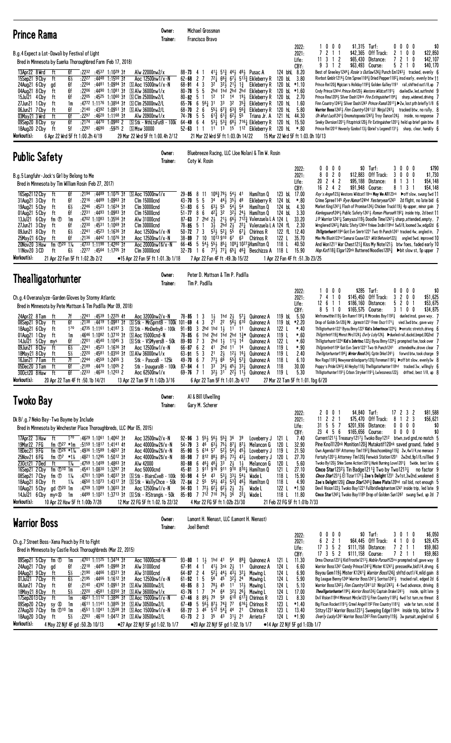## Prince Rama

Owner: Michael Grossman
Trainer: Francisco Bravo

B.g.4 Expect a Lot-Dawali by Festival of Light
Bred in Minnesota by Euerka Thoroughbred Farm (Feb 17, 2018)

| | | | | | | | | | |
|---|---|---|---|---|---|---|---|---|---|
| 2022: | 1 0 0 0 | $1,315 | Turf: | 0 0 0 0 | $0 |
| 2021: | 7 2 1 1 | $42,365 | Off Track: | 2 1 0 0 | $22,850 |
| Life: | 11 3 1 2 | $65,430 | Distance: | 7 2 1 0 | $42,107 |
| CBY: | 9 3 1 2 | $63,493 | Course: | 5 2 1 0 | $40,170 |

13Apr22 8 Wrd ft 6f :2232 :4537 1:1029 3↑ Alw 22000nw2/x 88–73 4 1 4¹½ 5¹¾ 4⁴½ 4⁸½ Pusac A 124 bhL 8.20 Best of Greeley1244¾ Rosie's Outlaw124½ Punch Em1243½ tracked, evenly 6
15Sep21 9 Cby ft 6½ :2227 :4448 1:1550 3↑ Aoc 12500nw1/x–N 62–68 2 7 7²½ 6⁶¾ 6⁷½ 5¹³¾ Eikleberry R 120 bL 3.80 Rivrbot Gmblr1216½ Crim Spree1164½ Dried Pepper1182¼ insd early, evenly btw 11
24Aug21 6 Cby gd 6f :2204 :4481 1:0994 3↑ S Aoc 15000nw1/x–N 68–91 4 3 3² 3²½ 2¹½ 1¾ Eikleberry R 120 bL *1.10 Prince Rm120¾ Mgician's Holliday1193¾ Golden Gulley1191 rail,shifted out1/8,up 7
04Aug21 8 Cby ft 6f :2206 :4490 1:1081 3↑ S Alw 36000nw1/x 80–78 5 5 2hd 1hd 2hd 2hd Eikleberry R 120 bL *1.60 Cndy Prince124hd Prince Rm120¾ Westons Wildcat119¹½ dueled3w,led,outfinshd 9
15Jul21 4 Cby ft 6f :2205 :4525 1:1060 3↑ S Clm 25000nw2/L 80–82 5 1 1² 1² 1⁴ 1⁹½ Eikleberry R 120 bL 2.70 Prince Rma120⁹½ Silver Dash124nk Fire Extinguisher119⁴¼ sharp,widened,driving 7
27Jun21 1 Cby ft 1m :4772 1:1176 1:3854 3↑ S Clm 25000nw2/L 65–76 6 5⁶½ 3¹ 3³ 3² 3⁵¾ Eikleberry R 120 hL 1.60 Finn Country1242¾ Silver Dash124³ Prince Rama12011¾ ▶2w,lost pth briefly1/8 6
06Jun21 7 Cby ft 6f :2140 :4392 1:0951 3↑ S Alw 36000nw2/L 68–70 2 6 5⁵½ 6⁷¾ 6³¾ 5⁶¾ Eikleberry R 120 hL 5.80 Warrior Boss1242½ Finn Country1241 Lil' Ninja1243¼ tracked btw, no rally, 8
03May21 3 Wrd ft 6f :2297 :4620 1:1168 3↑ Alw 20900nw1/x 74–78 5 5 6¹¾ 6¹¾ 6²½ 5⁵ Triana Jr. A 121 hL 44.30 Oh What Luck1241¾ Onomatopoeia1242¾ Troy Ounce1241¼ inside, no response 7
09Sep20 8 Cby sy 6f :2174 :4470 1:0990 2 S Stk - NthLtsFutB - 100k 64–49 6 4 5³¼ 5³¾ 6⁸½ 7¹⁶½ Eikleberry R 120 hL 15.50 Sneky Divrsion12011 Fitzptrick120¾ Fir Extinguisher1201½ held up brief gain btw 8
18Aug20 2 Cby ft 5f :2297 :4690 :5925 2 S Msw 30000 52–63 1 1 1¹ 1³ 1⁵ 1¹² Eikleberry R 120 hL *.80 Prince Rm120¹² Hevenly Gzebo113¾ Gbriel's Legend113¹½ sharp, clear, handily 6

Workout(s): 6 Apr 22 Wrd 5F ft 1:00.2h 4/19   29 Mar 22 Wrd 5F ft 1:00.4h 2/12   21 Mar 22 Wrd 5F ft 1:03.0h 14/22   15 Mar 22 Wrd 5F ft 1:03.0h 10/13

## Public Safety

Owner: Bluebreeze Racing, LLC (Joe Nolan) & Tim W. Rosin
Trainer: Coty W. Rosin

B.g.5 Langfuhr-Jock's Girl by Belong to Me
Bred in Minnesota by Tim William Rosin (Feb 27, 2017)

| | | | | | | | | | |
|---|---|---|---|---|---|---|---|---|---|
| 2022: | 0 0 0 0 | $0 | Turf: | 3 0 0 0 | $790 |
| 2021: | 8 0 2 0 | $12,883 | Off Track: | 3 0 0 0 | $1,730 |
| Life: | 20 2 4 2 | $95,188 | Distance: | 8 1 3 1 | $54,148 |
| CBY: | 16 2 4 2 | $91,948 | Course: | 8 1 3 1 | $54,148 |

16Sep21 12 Cby ft 6f :2194 :4489 1:1075 3↑ S Aoc 15000nw1/x 29–85 8 11 10⁹¾ 7⁹½ 5⁴¾ 4¹ Hamilton Q 123 bL 17.00 Ray's Angel123¾ Westons Wildcat118ns May We All123nk ▶off slow, swung 5wd 11
31Aug21 3 Cby ft 6f :2216 :4469 1:0963 3↑ Clm 15000cnd 43–70 5 5 3⁴ 4⁴½ 3⁵½ 4⁸ Eikleberry R 124 bL *.80 Crime Spree114⁶ Rye Humor124hd Yesteryear124³ 2d flight, no late bid 6
19Aug21 5 Cby ft 6½ :2246 :4523 1:1624 3↑ Clm 30000cnd 51–83 6 5 6³½ 5⁵ 5⁴½ 5⁴ Hamilton Q 124 bL 4.30 Market King1241¼ Flash of Promise124¾ Chicken Truck119¾ 4p upper, minor gain 7
01Aug21 5 Cby ft 6f :2231 :4493 1:0983 3↑ Clm 15000cnd 51–77 8 6 4²¾ 3² 3²½ 2⁴½ Hamilton Q 124 bL 3.30 Kierkegaard124⁴½ Public Safety1241½ Roman Pharoah119²½ inside trip, 2d best 11
13Jul21 6 Cby fm Ⓣ 1m :4702 1:1083 1:3556 3↑ Alw 31000cnd 87–63 7 2hd 2½ 2¹½ 6⁶½ 7¹²¾ Valenzuela L A 124 L 33.20 J P Warrior1241¾ Samyaza119½ Doodle Time1241½ sharp,attended,empty, 7
27Jun21 3 Cby ft 6f :2230 :4531 1:1069 3↑ Clm 30000cnd 78–85 5 1 3½ 2hd 2½ 2²¼ Valenzuela L A 124 fL 2.30 Wrnglered1242¼ Public Sfety124hd Ynkee Indn119hd 5w5/8,loomed 3w,edgd2d 6
09Jun21 8 Cby ft 6½ :2241 :4523 1:1636 3↑ Aoc 12500nw1/x–N 50–72 7 3 5³½ 5²½ 5⁵ 6⁷¼ Chirinos R 122 fL 12.40 Thllgtorhuntr119⁴ Got Evn Smrtr1221 Two th Punch1241 tracked 4w, angled in, 7
25May21 6 Cby ft 6½ :2136 :4442 1:1076 3↑ Aoc 12500nw1/x–N 38–89 7 10 10¹³ 9¹⁰ 6⁷ 6³ Chirinos R 122 L 35.70 Mile Me Blush122hd Samurai Cause1221 Wild Behavior122½ angled 5wd, improved 10
20Nov20 3 Haw fm Ⓣ20 1⅛ :4733 1:1198 1:4280 3↑ Aoc 20000nw1$/x–N 66–45 5 5⁴½ 5⁵½ 8⁹¼ 10⁸½ 10²⁷¾Hamilton Q 118 L 40.50 And Won1211 War Chest121¾ Kiss My Note121½ btw foes, faded early 10
11Nov20 3 CD ft 6½ :2277 :4564 1:1705 3↑ Clm 30000cnd 32–73 1 6 7⁷½ 7⁷½ 6⁵¼ 4⁶¾ Beschizza A 118 L 15.90 Hop Kat118¾ Elgar120nk Buttered Noodles120⁵½ ▶bit slow st, 5p upper 7

Workout(s): 21 Apr 22 Fan 5F ft 1:02.2b 2/2   •15 Apr 22 Fan 5F ft 1:01.3b 1/18   7 Apr 22 Fan 4F ft :49.3b 15/22   1 Apr 22 Fan 4F ft :51.3b 23/25

## Thealligatorhunter

Owner: Peter D. Mattson & Tim P. Padilla
Trainer: Tim P. Padilla

Ch.g.4 Overanalyze-Garden Gloves by Stormy Atlantic
Bred in Minnesota by Pete Mattson & Tim Padilla (Mar 09, 2018)

| | | | | | | | | | |
|---|---|---|---|---|---|---|---|---|---|
| 2022: | 1 0 0 0 | $285 | Turf: | 0 0 0 0 | $0 |
| 2021: | 7 4 1 0 | $145,450 | Off Track: | 3 2 0 0 | $51,625 |
| Life: | 12 6 1 1 | $186,160 | Distance: | 5 2 0 1 | $53,675 |
| CBY: | 8 5 1 0 | $165,575 | Course: | 3 1 0 0 | $34,875 |

24Apr22 8 Tam ft 7f :2241 :4539 1:2225 4↑ Aoc 32000nw2/x–N 78–85 1 3 1½ 1hd 2½ 5⁷¼ Quinonez A 119 bL 5.50 Winfromwithin119½ Grn Runnr119²¾ R Mrcedes Boy119²½ dueled insd, gave way, 7
08Sep21 9 Cby ft 6f :2138 :4419 1:0981 3↑ S Stk - MnSprntB - 100k 101–69 4 3 2¹ 2² 5⁶½ 6¹⁰ Quinonez A 119 bL *2.20 Drop of Goldn Sn120¾ Mr. Jgrmstr1231 Ftmn Oscr1171¼ vied 3wd btw, gave way 7
18Aug21 6 Cby ft 1⁷⁰ :4735 1:1161 1:4187 3 S Stk - MinDerbyB - 100k 91–93 3 2hd 1hd 1½ 1¹ 1¹ Quinonez A 122 L *.40 Thllgtorhuntr1221 Byou Bmy1222 Kid's Inheritnce122⁶¾ ▶erratic stretch,drivng 6
01Aug21 1 Cby ft 1m :4646 1:1082 1:3710 3↑ S Aoc 15000cnd–N 78–85 6 1hd 2hd 1hd 2hd 1¾* Quinonez A 119 L *.60 Thllgtrhntr119¾ Mnnst Mrcl124¾ Ovrly Lcky124¾ ▶dueled rail,duckd,bmpd,DQ2nd 7
14Jul21 5 Cby mys 6f :2201 :4540 1:1045 3 S Stk - VSMyersB - 50k 89–93 7 3 2hd 1½ 1¹½ 1⁴ Quinonez A 122 L *.60 Thllgtorhuntr122⁴ Kid's Inhritnc122½ Byou Bnny122⁴½ prompted foe,took over 7
09Jun21 8 Cby ft 6½ :2241 :4523 1:1636 3↑ Aoc 12500nw1/x–N 66–87 6 2 4¹ 2hd 1¹ 1⁴ Quinonez A 119 L *.90 Thllgtorhntr119⁴ Got Evn Smrtr1221 Two th Punch1241 attended4w,drove clear 7
18May21 8 Cby ft 5½ :2220 :4581 1:0350 3↑ S Alw 36000nw1/x 63–91 5 3 2¹ 2½ 1²½ 1⁶¼ Quinonez A 119 L 2.40 Thelligtorhunter119⁶¼ Mrrior Boss124¾ Cptin Drke1241½ forwrd btw,took charge 9
16Jan21 7 Tam ft 7f :2244 :4559 1:2455 3 Stk - PascoB - 125k 49–70 6 7 7⁷½ 6⁶ 5⁵¾ 5⁷¾ Quinonez A 118 L 6.10 Nov Rags1182¼ Newyearsblockparty120¾ Foreman118²½ ▶off bit slow, evenly3w 8
05Dec20 3 Tam ft 6f :2189 :4470 1:1005 2 Stk - InauguralB - 100k 87–84 4 1 3³ 3⁴½ 4⁵½ 3³¼ Quinonez A 118 30.00 Poppy's Pride1242¾ Al Heyby118¾ Thelligatorhunter118hd tracked 3w, willingly 6
30Oct20 8 Haw ft 6f :2233 :4630 1:1203 2 Aoc 62500nw1/x 69–76 7 1 3²½ 3¹ 2²½ 1¹½ Quinonez A 119 L 5.30 Thllgtorhuntr119¹½ Crbon Stryker119¹½ Lwlessness122½ drifted, best 1/8, up 8

Workout(s): 20 Apr 22 Tam 4F ft :50.1b 14/21   13 Apr 22 Tam 5F ft 1:02b 3/16   6 Apr 22 Tam 5F ft 1:01.2b 4/17   27 Mar 22 Tam 5F ft 1:01.1bg 6/20

## Twoko Bay

Owner: Al & Bill Ulwelling
Trainer: Gary M. Scherer

Dk B/.g.7 Neko Bay-Two Bayme by Include
Bred in Minnesota by Winchester Place Thoroughbreds, LLC (Mar 05, 2015)

| | | | | | | | | | |
|---|---|---|---|---|---|---|---|---|---|
| 2022: | 2 0 0 1 | $4,840 | Turf: | 17 2 3 2 | $81,588 |
| 2021: | 11 2 2 1 | $75,470 | Off Track: | 8 1 2 3 | $56,621 |
| Life: | 31 5 5 7 | $201,936 | Distance: | 0 0 0 0 | $0 |
| CBY: | 23 4 5 6 | $165,656 | Course: | 0 0 0 0 | $0 |

17Apr22 3 Haw ft 1⁷⁰ :4629 1:1061 1:4062 3↑ Aoc 32500nw2/x–N 92–96 3 5⁵½ 5⁶½ 5⁵¾ 3⁶ 3⁹ Loveberry J 121 L 7.40 Current1211½ Treasury1217¾ Twoko Bay121² btwn,svd gnd,no match 5
19Mar22 7 FG fm Ⓣ27 *1m :5159 1:1817 1:4141 4↑ Aoc 40000nw2$/x–N 54–79 3 4⁶ 6³½ 7⁵½ 8⁷¼ 8⁷½ Melancon G 120 L 32.90 Pine Knoll120nk Monition120¾ Mutakatif120nk saved ground, faded 9
18Dec21 9 FG fm Ⓣ26 *1⅛ :4936 1:1589 1:4657 3↑ Aoc 40000nw2$/x–N 85–90 5 6¹⁴ 5⁷ 5²½ 5⁴½ 4⁵½ Loveberry J 119 L 21.50 Own Agenda119² Attorney Tim119²¾ Beachcombing119¾ 2w,4w1/4,no menace 7
25Nov21 6 FG fm Ⓣ27 *1⅛ :4821 1:1295 1:5012 3↑ Aoc 40000nw2$/x–N 88–98 7 8¹² 8⁸½ 8⁵½ 7³½ 4³¼ Loveberry J 120 L 27.70 Fortuity120¹½ Attorney Tim120½ Fenwick Station1201 2w2nd,9p1/8,rallied 9
23Oct21 7 Ded ft 1⅜ :4759 1:1409 1:4863 3↑ Alw 42000 80–88 6 4⁶½ 4⁸½ 3³ 2½ 1¾ Melancon G 120 L 5.60 Twoko By120¾ Shke Some Action1201¾ Hunk Burning Love1201¾ 5wide, best late 6
16Sep21 2 Cby fm Ⓣ10 1m :4541 1:0830 1:3287 3↑ Aoc 50000cnd 45–81 3 9¹¹ 9¹⁶ 9¹¹ 9¹⁰ 8¹⁰¼ Hamilton Q 121 L 27.10 Cinco Star1232¼ Tin Badge1211¾ Two by Two1213¼ no factor 9
06Sep21 7 Cby fm Ⓣ 1⅛ :4701 1:1065 1:4037 3↑ S Stk - BlairsCveB - 100k 90–98 4 5⁴ 4³ 5³½ 3³½ 5⁴½ Wade L 118 L 15.90 Cinco Star1231¾ El Tizar117¹½ Zoe's Delight1231 2w1st,3w2nd,weakened 8
18Aug21 8 Cby ft 1⅛ :4650 1:1073 1:4317 3↑ S Stk - WallyChce - 50k 72–84 2 5⁵ 5⁶½ 4²½ 5³½ 4⁶½ Hamilton Q 118 L 4.90 Zoe's Delight120¾ Cinco Star124⁵½ Dame Plata120hd rail bid, not enough 5
10Aug21 5 Cby gd Ⓣ20 1m :4709 1:1089 1:3603 3↑ Aoc 12500nw1/x–N 94–93 1 7²½ 6²¼ 6²½ 2½ 2½ Wade L 122 L *1.50 Devil Vision122½ Twoko Bay1221 Fullbridledphantom1241 inside trip, led late 9
14Jul21 6 Cby mys Ⓢ 1m :4499 1:1021 1:3713 3↑ S Stk - RStrangis - 50k 85–93 7 7¹² 7¹⁰ 7⁶¼ 3⁶ 2²¼ Wade L 118 bL 11.80 Cinco Star124²¼ Twoko Bay118⁵ Drop of Golden Sun124² swung 5wd, up 2d 7

Workout(s): 10 Apr 22 Haw 5F ft 1:00b 7/28   12 Mar 22 FG 5F ft 1:02.1b 22/27   4 Mar 22 FG 5F ft 1:02b 23/30   21 Feb 22 FG 5F ft 1:01b 7/33

## Warrior Boss

Owner: Lamont H. Nienast, LLC (Lamont H. Nienast)
Trainer: Joel Berndt

Ch.g.7 Street Boss-Xena Peach by Fit to Fight
Bred in Minnesota by Castle Rock Thoroughbreds (Mar 22, 2015)

| | | | | | | | | | |
|---|---|---|---|---|---|---|---|---|---|
| 2022: | 0 0 0 0 | $0 | Turf: | 3 0 1 0 | $6,050 |
| 2021: | 6 2 2 1 | $64,445 | Off Track: | 4 1 0 0 | $28,475 |
| Life: | 17 3 5 2 | $111,158 | Distance: | 7 2 1 1 | $59,863 |
| CBY: | 17 3 5 2 | $111,158 | Course: | 7 2 1 1 | $59,863 |

09Sep21 5 Cby fm Ⓣ 1m :4701 1:1125 1:3474 3↑ Aoc 16000cnd–N 93–80 1 1½ 1hd 4¹ 5⁴ 8⁹¾ Quinonez A 121 L 11.30 Drma Chorus1231¾ Kid Frostie1213¼ Noble Pursuit123ns prompted rail,gave way 8
24Aug21 7 Cby gd 6f :2218 :4495 1:0998 3↑ Alw 31000cnd 67–91 4 1 4¹½ 3nk 2½ 1¹ Quinonez A 124 L 6.60 Warrior Boss1241 Candy Prince1241¾ Mister K1241½ pressed4w,bid1/4,drvng 6
04Aug21 9 Cby ft 5½ :2190 :4466 1:0321 3↑ Alw 31000cnd 64–87 2 4 5²¼ 4⁴½ 4³½ 3²½ Quinonez A 124 L 6.90 Bayou Gem119¾ Mister K1241¾ Warrior Boss124¾ shftd out1/4,mild gain 8
01Jul21 7 Cby ft 6½ :2195 :4466 1:1612 3↑ Aoc 12500nw1/x–N 61–92 1 5 5⁶ 4⁵ 3²½ 2⁴ Mawing L 124 L 5.90 Big League Benny124⁴ Warrior Boss1241½ Sorriso1241¼ tracked rail, edged 2d 6
06Jun21 7 Cby ft 6f :2140 :4392 1:0951 3↑ S Alw 36000nw2/L 48–85 8 3 7⁸½ 4⁵ 1¹ 1²½ Mawing L 124 L 5.10 Warrior Boss1242½ Finn Country1241 Lil' Ninja1243¼ 4–5wd advance, driving 8
18May21 8 Cby ft 5½ :2220 :4581 1:0350 3↑ S Alw 36000nw1/x 43–76 1 7 7⁴ 6⁴ 3²½ 2⁶¼ Mawing L 124 L 17.00 Thealligatorhunter119⁶¼ Warrior Boss124¾ Captain Drake1241½ inside, split late 9
17Sep20 13 Cby ft 1m :4621 1:1112 1:3836 3↑ S Aoc 15000nw1/x–N 67–46 8 8⁹½ 7⁹ 5⁸ 6¹⁰ 6¹⁷¾ Chirinos R 123 L 8.30 Dvil Vision119hd Minnsot Mircle1231¾ Finn Country1181¼ 4wd 1st turn,no threat 8
09Sep20 2 Cby sy Ⓢ 1m :4611 1:1141 1:3805 3↑ S Alw 30500nw2/L 67–49 5 5⁶½ 8⁷½ 7⁴½ 7⁷ 6¹⁶½ Chirinos R 123 L *1.40 Big Ftcon Rocket119¹½ Crmel Angel119² Finn Country118¹¾ wide far turn, no bid 8
27Aug20 7 Cby fm Ⓣ10 1m :4551 1:1041 1:3508 3↑ S Aoc 15000nw1/x–N 68–77 3 4⁶ 5¹² 5⁴¼ 4⁴ 2¹ Chirinos R 123 L 13.40 Stitzy1231 Warrior Boss123¹½ Sweeping Edge118nk inside trip, bid btw 9
18Aug20 3 Cby ft 5½ :2203 :4610 1:0472 3↑ S Alw 30500nw2/L 43–73 2 3 3⁵ 4³ 3¹½ 2¹ Arrieta F 124 L *1.90 Overly Lucky1241 Warrior Boss124³ Finn Country119¾ 3w pursuit,angled rail 6

Workout(s): 4 May 22 Njf 4F gd :50.2b 10/13   •27 Apr 22 Njf 5F gd 1:02.1b 1/7   •20 Apr 22 Njf 5F gd 1:02.1b 1/7   •14 Apr 22 Njf 5F gd 1:03b 1/7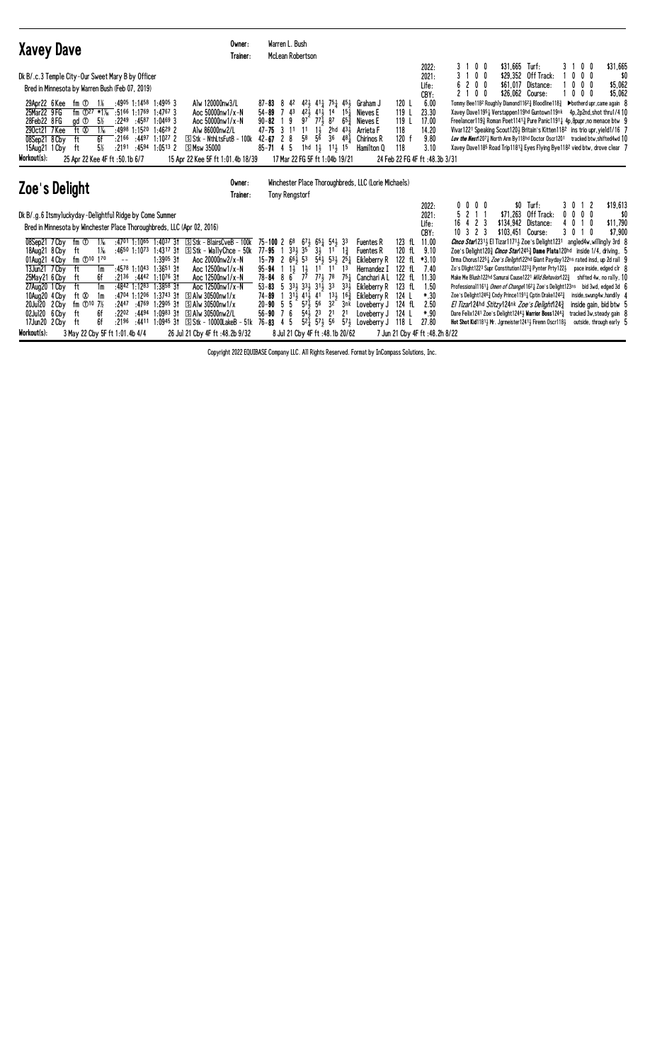## Xavey Dave

Owner: Warren L. Bush
Trainer: McLean Robertson

Dk B/.c.3 Temple City-Our Sweet Mary B by Officer
Bred in Minnesota by Warren Bush (Feb 07, 2019)

| | | | | | | | | |
|---|---|---|---|---|---|---|---|---|
| 2022: | 3 1 0 0 | $31,665 | Turf: | 3 1 0 0 | $31,665 |
| 2021: | 3 1 0 0 | $29,352 | Off Track: | 1 0 0 0 | $0 |
| Life: | 6 2 0 0 | $61,017 | Distance: | 1 0 0 0 | $5,062 |
| CBY: | 2 1 0 0 | $26,062 | Course: | 1 0 0 0 | $5,062 |

| Date | Race | Track | Dist | Fractions | Class | Figs | PP/Calls | Jockey | Wt | Odds | Comment |
|---|---|---|---|---|---|---|---|---|---|---|---|
| 29Apr22 6Kee | fm ① | 1⅛ | :4905 1:1458 1:4905 3 | Alw 120000nw3/L | 87-83 8 4² | 4²½ 4¹¼ 7⁵¼ 4⁵½ | Graham J | 120 L | 6.00 | Tommy Bee118² Roughly Diamond116²¾ Bloodline118¾ ▶bothered upr,came again 8 |
| 25Mar22 9FG | fm ①²⁷ *1¹⁄₁₆ | :5166 1:1769 1:4767 3 | Aoc 50000nw1/x-N | 54-89 7 4³ | 4²½ 4¹½ 1⁴ 1⁵¼ | Nieves E | 119 L | 23.30 | Xavey Dave119⁵¼ Verstappen119hd Guntown119nk 4p,2p2nd,shot thru1/4 10 |
| 28Feb22 8FG | gd ① | 5½ | :2249 :4587 1:0469 3 | Aoc 50000nw1/x-N | 90-82 1 9 | 9⁷ 7⁷½ 8⁷ 6⁵¾ | Nieves E | 119 L | 17.00 | Freelancer119¾ Roman Poet1141¾ Pure Panic1191¼ 4p,8pupr,no menace btw 9 |
| 29Oct21 7Kee | ft ⊗ | 1⅛ | :4998 1:1520 1:4629 2 | Alw 86000nw2/L | 47-75 3 1¹ | 1¹ 1½ 2hd 4³½ | Arrieta F | 118 | 14.20 | Vivar122¹ Speaking Scout120½ Britain's Kitten118² ins trio upr,yield1/16 7 |
| 08Sep21 8Cby | ft | 6f | :2166 :4497 1:1027 2 | Ⓢ Stk - NthLtsFutB - 100k | 42-67 2 8 | 5⁸ 5⁶ 3⁶ 4⁸¾ | Chirinos R | 120 f | 9.80 | *Lov the Nest*120²¼ North Arm By118hd Doctor Oscr120¹ tracked btw,shifted4wd 10 |
| 15Aug21 1Cby | ft | 5½ | :2191 :4594 1:0513 2 | Ⓢ Msw 35000 | 85-71 4 5 | 1hd 1½ 1¹½ 1⁵ | Hamilton Q | 118 | 3.10 | Xavey Dave118⁵ Road Trip118¹¾ Eyes Flying Bye118² vied btw, drove clear 7 |

Workout(s): 25 Apr 22 Kee 4F ft :50.1b 6/7 | 15 Apr 22 Kee 5F ft 1:01.4b 18/39 | 17 Mar 22 FG 5F ft 1:04b 19/21 | 24 Feb 22 FG 4F ft :48.3b 3/31

## Zoe's Delight

Owner: Winchester Place Thoroughbreds, LLC (Lorie Michaels)
Trainer: Tony Rengstorf

Dk B/.g.6 Itsmyluckyday-Delightful Ridge by Come Summer
Bred in Minnesota by Winchester Place Thoroughbreds, LLC (Apr 02, 2016)

| | | | | | | |
|---|---|---|---|---|---|---|
| 2022: | 0 0 0 0 | $0 | Turf: | 3 0 1 2 | $19,613 |
| 2021: | 5 2 1 1 | $71,263 | Off Track: | 0 0 0 0 | $0 |
| Life: | 16 4 2 3 | $134,942 | Distance: | 4 0 1 0 | $11,790 |
| CBY: | 10 3 2 3 | $103,451 | Course: | 3 0 1 0 | $7,900 |

| Date | Race | Track | Dist | Fractions | Class | Figs | PP/Calls | Jockey | Wt | Odds | Comment |
|---|---|---|---|---|---|---|---|---|---|---|---|
| 08Sep21 7Cby | fm ① | 1⅛ | :4701 1:1065 1:4037 3↑ | Ⓢ Stk - BlairsCveB - 100k | 75-100 2 6⁸ | 6⁷½ 6⁵¼ 5⁴½ 3³ | Fuentes R | 123 fL | 11.00 | *Cinco Star*123¹½ El Tizar117¹½ Zoe's Delight123¹ angled4w,willingly 3rd 8 |
| 18Aug21 8Cby | ft | 1⅛ | :4650 1:1073 1:4317 3↑ | Ⓢ Stk - WallyChce - 50k | 77-95 1 3³½ 3⁵ | 3½ 1¹ 1¾ | Fuentes R | 120 fL | 9.10 | Zoe's Delight120¾ *Cinco Star*124⁵¾ **Dame Plata**120hd inside 1/4, driving 5 |
| 01Aug21 4Cby | fm ①10 1⁷⁰ | -- | 1:3905 3↑ | Aoc 20000nw2/x-N | 15-79 2 6⁶½ 5³ | 5⁴½ 5³½ 2⁵¼ | Eikleberry R | 122 fL | *3.10 | Drma Chorus122⁵¼ *Zoe's Delight*122hd Giant Payday122ns rated insd, up 2d rail 9 |
| 13Jun21 7Cby | ft | 1m | :4578 1:1043 1:3651 3↑ | Aoc 12500nw1/x-N | 95-94 1 1½ | 1½ 1¹ 1¹ 1³ | Hernandez I | 122 fL | 7.40 | Zo's Dlight122³ Supr Constitution122²¾ Pynter Prty122½ pace inside, edged clr 8 |
| 25May21 6Cby | ft | 6f | :2136 :4442 1:1076 3↑ | Aoc 12500nw1/x-N | 78-84 8 6 | 7⁷ 7⁷½ 7⁸ 7⁵¼ | Canchari A L | 122 fL | 11.30 | Make Me Blush122hd Samurai Cause122¹ *Wild Behavior*122¾ shifted 4w, no rally 10 |
| 27Aug20 1Cby | ft | 1m | :4842 1:1283 1:3858 3↑ | Aoc 12500nw1/x-N | 53-83 5 3³½ 3³½ | 3¹½ 3³ 3³½ | Eikleberry R | 123 fL | 1.50 | Professional116¹½ *Omen of Change*116²½ Zoe's Delight123ns bid 3wd, edged 3d 6 |
| 10Aug20 4Cby | ft ⊗ | 1m | :4704 1:1206 1:3743 3↑ | Ⓢ Alw 30500nw1/x | 74-89 1 3¹½ 4¹½ | 4¹ 1³½ 1⁶¾ | Eikleberry R | 124 L | *.30 | Zoe's Delight124⁶¾ Cndy Prince119¹½ Cptn Drake124²¾ inside,swung4w,handily 4 |
| 20Jul20 2Cby | fm ①10 7½ | :2447 :4769 1:2905 3↑ | Ⓢ Alw 30500nw1/x | 20-90 5 5 | 5⁷½ 5⁶ 3² 3nk | Loveberry J | 124 fL | 2.50 | *El Tizar*124hd *Stitzy*124nk *Zoe's Delight*124¾ inside gain, bid btw 5 |
| 02Jul20 6Cby | ft | 6f | :2202 :4494 1:0983 3↑ | Ⓢ Alw 30500nw2/L | 56-90 7 6 | 5⁴½ 2³ 2¹ 2¹ | Loveberry J | 124 L | *.90 | Dare Felix124¹ Zoe's Delight124⁴½ **Warrior Boss**124⁴½ tracked 3w,steady gain 8 |
| 17Jun20 2Cby | ft | 6f | :2196 :4411 1:0945 3↑ | Ⓢ Stk - 10000LakeB - 51k | 76-83 4 5 | 5²¾ 5⁷½ 5⁶ 5⁷½ | Loveberry J | 118 L | 27.80 | **Hot Shot Kid**118¹¾ Mr. Jgrmeister124¹½ Firemn Oscr118½ outside, through early 5 |

Workout(s): 3 May 22 Cby 5F ft 1:01.4b 4/4 | 26 Jul 21 Cby 4F ft :48.2b 9/32 | 8 Jul 21 Cby 4F ft :48.1b 20/62 | 7 Jun 21 Cby 4F ft :48.2h 8/22

Copyright 2022 EQUIBASE Company LLC. All Rights Reserved. Format by InCompass Solutions, Inc.